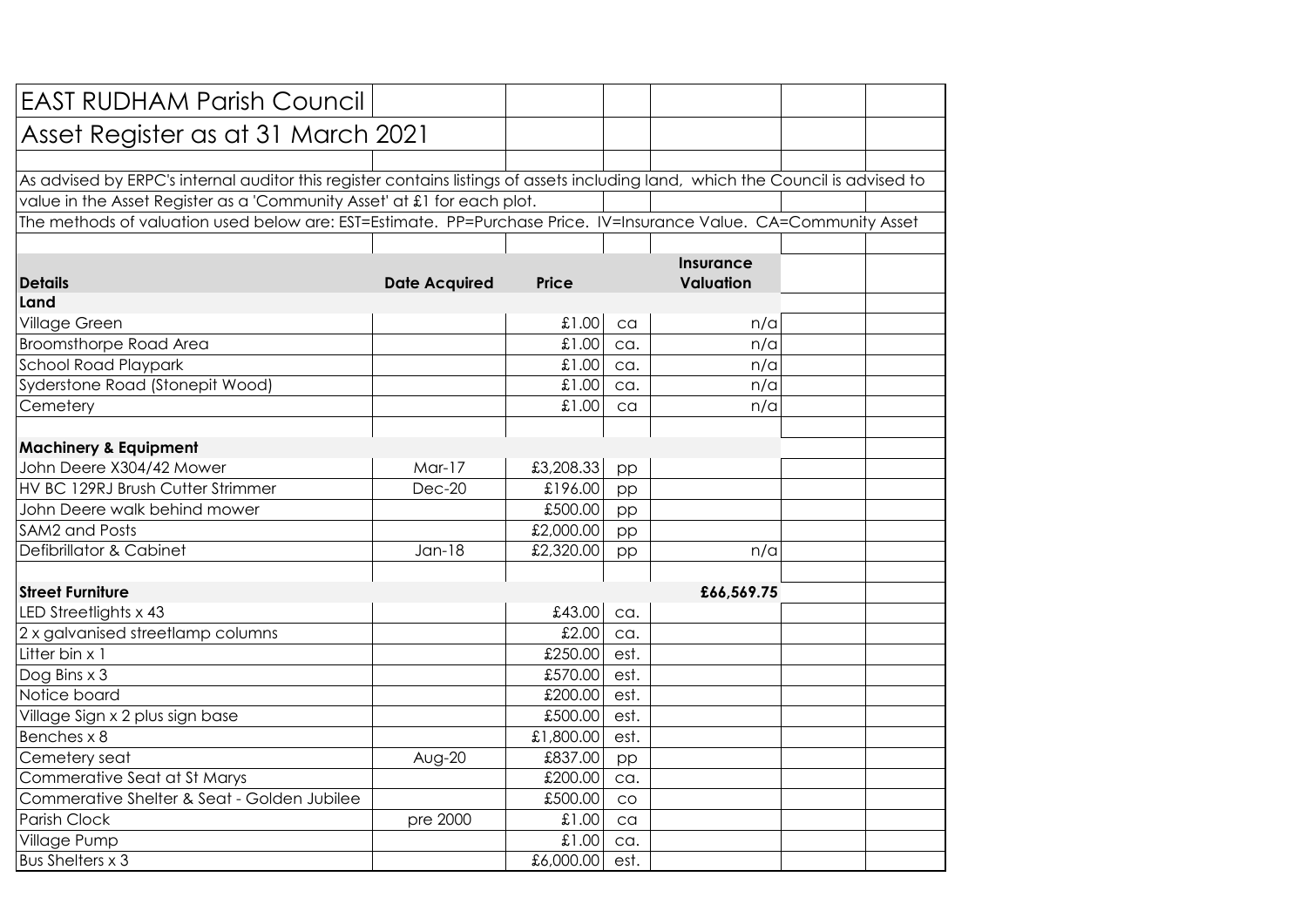# EAST RUDHAM Parish Council

## Asset Register as at 31 March 2021

As advised by ERPC's internal auditor this register contains listings of assets including land, which the Council is advised to value in the Asset Register as a 'Community Asset' at £1 for each plot.

The methods of valuation used below are: EST=Estimate. PP=Purchase Price. IV=Insurance Value. CA=Community Asset

| Details | Date Acquired | Price | | Insurance Valuation | | |
|---|---|---|---|---|---|---|
| **Land** | | | | | | |
| Village Green | | £1.00 | ca | n/a | | |
| Broomsthorpe Road Area | | £1.00 | ca. | n/a | | |
| School Road Playpark | | £1.00 | ca. | n/a | | |
| Syderstone Road (Stonepit Wood) | | £1.00 | ca. | n/a | | |
| Cemetery | | £1.00 | ca | n/a | | |
| | | | | | | |
| **Machinery & Equipment** | | | | | | |
| John Deere X304/42 Mower | Mar-17 | £3,208.33 | pp | | | |
| HV BC 129RJ Brush Cutter Strimmer | Dec-20 | £196.00 | pp | | | |
| John Deere walk behind mower | | £500.00 | pp | | | |
| SAM2 and Posts | | £2,000.00 | pp | | | |
| Defibrillator & Cabinet | Jan-18 | £2,320.00 | pp | n/a | | |
| | | | | | | |
| **Street Furniture** | | | | **£66,569.75** | | |
| LED Streetlights x 43 | | £43.00 | ca. | | | |
| 2 x galvanised streetlamp columns | | £2.00 | ca. | | | |
| Litter bin x 1 | | £250.00 | est. | | | |
| Dog Bins x 3 | | £570.00 | est. | | | |
| Notice board | | £200.00 | est. | | | |
| Village Sign x 2 plus sign base | | £500.00 | est. | | | |
| Benches x 8 | | £1,800.00 | est. | | | |
| Cemetery seat | Aug-20 | £837.00 | pp | | | |
| Commerative Seat at St Marys | | £200.00 | ca. | | | |
| Commerative Shelter & Seat - Golden Jubilee | | £500.00 | co | | | |
| Parish Clock | pre 2000 | £1.00 | ca | | | |
| Village Pump | | £1.00 | ca. | | | |
| Bus Shelters x 3 | | £6,000.00 | est. | | | |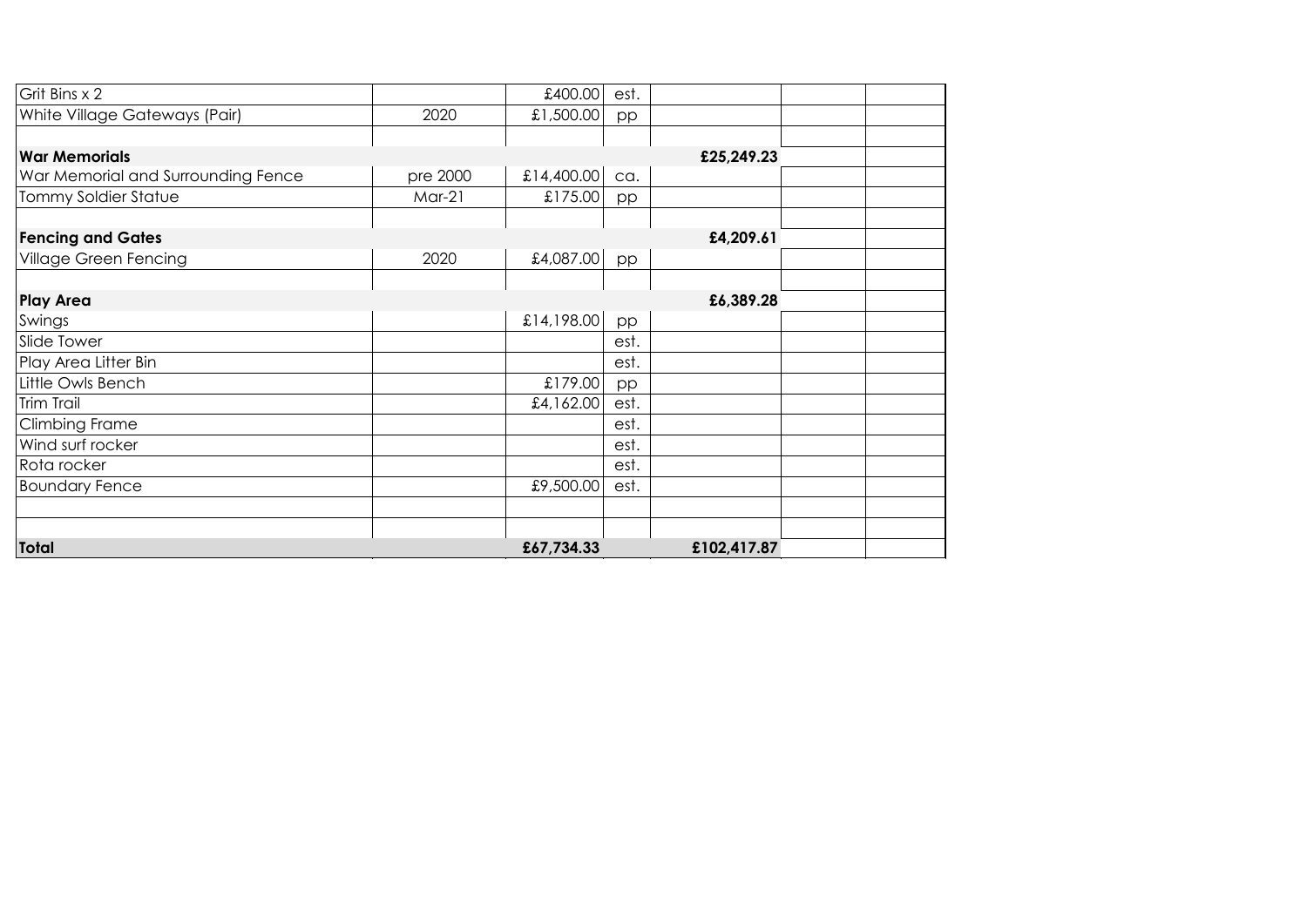| | | | | | | |
|---|---|---|---|---|---|---|
| Grit Bins x 2 | | £400.00 | est. | | | |
| White Village Gateways (Pair) | 2020 | £1,500.00 | pp | | | |
| | | | | | | |
| **War Memorials** | | | | **£25,249.23** | | |
| War Memorial and Surrounding Fence | pre 2000 | £14,400.00 | ca. | | | |
| Tommy Soldier Statue | Mar-21 | £175.00 | pp | | | |
| | | | | | | |
| **Fencing and Gates** | | | | **£4,209.61** | | |
| Village Green Fencing | 2020 | £4,087.00 | pp | | | |
| | | | | | | |
| **Play Area** | | | | **£6,389.28** | | |
| Swings | | £14,198.00 | pp | | | |
| Slide Tower | | | est. | | | |
| Play Area Litter Bin | | | est. | | | |
| Little Owls Bench | | £179.00 | pp | | | |
| Trim Trail | | £4,162.00 | est. | | | |
| Climbing Frame | | | est. | | | |
| Wind surf rocker | | | est. | | | |
| Rota rocker | | | est. | | | |
| Boundary Fence | | £9,500.00 | est. | | | |
| | | | | | | |
| | | | | | | |
| **Total** | | **£67,734.33** | | **£102,417.87** | | |